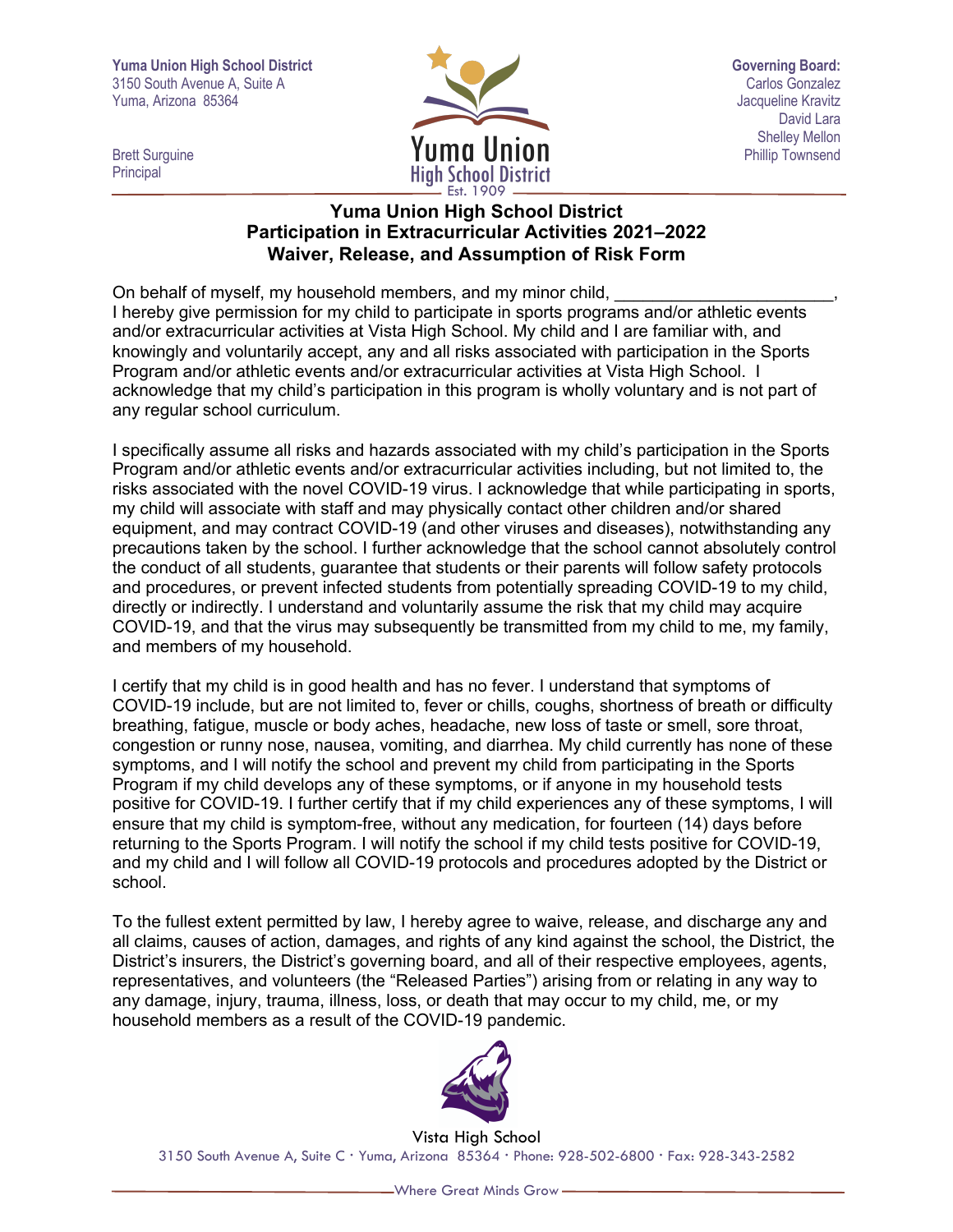Yuma Union High School District
3150 South Avenue A, Suite A
Yuma, Arizona 85364

Brett Surguine
Principal

Governing Board:
Carlos Gonzalez
Jacqueline Kravitz
David Lara
Shelley Mellon
Phillip Townsend

# Yuma Union High School District
## Participation in Extracurricular Activities 2021–2022
## Waiver, Release, and Assumption of Risk Form

On behalf of myself, my household members, and my minor child, ______________________, I hereby give permission for my child to participate in sports programs and/or athletic events and/or extracurricular activities at Vista High School. My child and I are familiar with, and knowingly and voluntarily accept, any and all risks associated with participation in the Sports Program and/or athletic events and/or extracurricular activities at Vista High School. I acknowledge that my child's participation in this program is wholly voluntary and is not part of any regular school curriculum.

I specifically assume all risks and hazards associated with my child's participation in the Sports Program and/or athletic events and/or extracurricular activities including, but not limited to, the risks associated with the novel COVID-19 virus. I acknowledge that while participating in sports, my child will associate with staff and may physically contact other children and/or shared equipment, and may contract COVID-19 (and other viruses and diseases), notwithstanding any precautions taken by the school. I further acknowledge that the school cannot absolutely control the conduct of all students, guarantee that students or their parents will follow safety protocols and procedures, or prevent infected students from potentially spreading COVID-19 to my child, directly or indirectly. I understand and voluntarily assume the risk that my child may acquire COVID-19, and that the virus may subsequently be transmitted from my child to me, my family, and members of my household.

I certify that my child is in good health and has no fever. I understand that symptoms of COVID-19 include, but are not limited to, fever or chills, coughs, shortness of breath or difficulty breathing, fatigue, muscle or body aches, headache, new loss of taste or smell, sore throat, congestion or runny nose, nausea, vomiting, and diarrhea. My child currently has none of these symptoms, and I will notify the school and prevent my child from participating in the Sports Program if my child develops any of these symptoms, or if anyone in my household tests positive for COVID-19. I further certify that if my child experiences any of these symptoms, I will ensure that my child is symptom-free, without any medication, for fourteen (14) days before returning to the Sports Program. I will notify the school if my child tests positive for COVID-19, and my child and I will follow all COVID-19 protocols and procedures adopted by the District or school.

To the fullest extent permitted by law, I hereby agree to waive, release, and discharge any and all claims, causes of action, damages, and rights of any kind against the school, the District, the District's insurers, the District's governing board, and all of their respective employees, agents, representatives, and volunteers (the "Released Parties") arising from or relating in any way to any damage, injury, trauma, illness, loss, or death that may occur to my child, me, or my household members as a result of the COVID-19 pandemic.

Vista High School
3150 South Avenue A, Suite C · Yuma, Arizona 85364 · Phone: 928-502-6800 · Fax: 928-343-2582

Where Great Minds Grow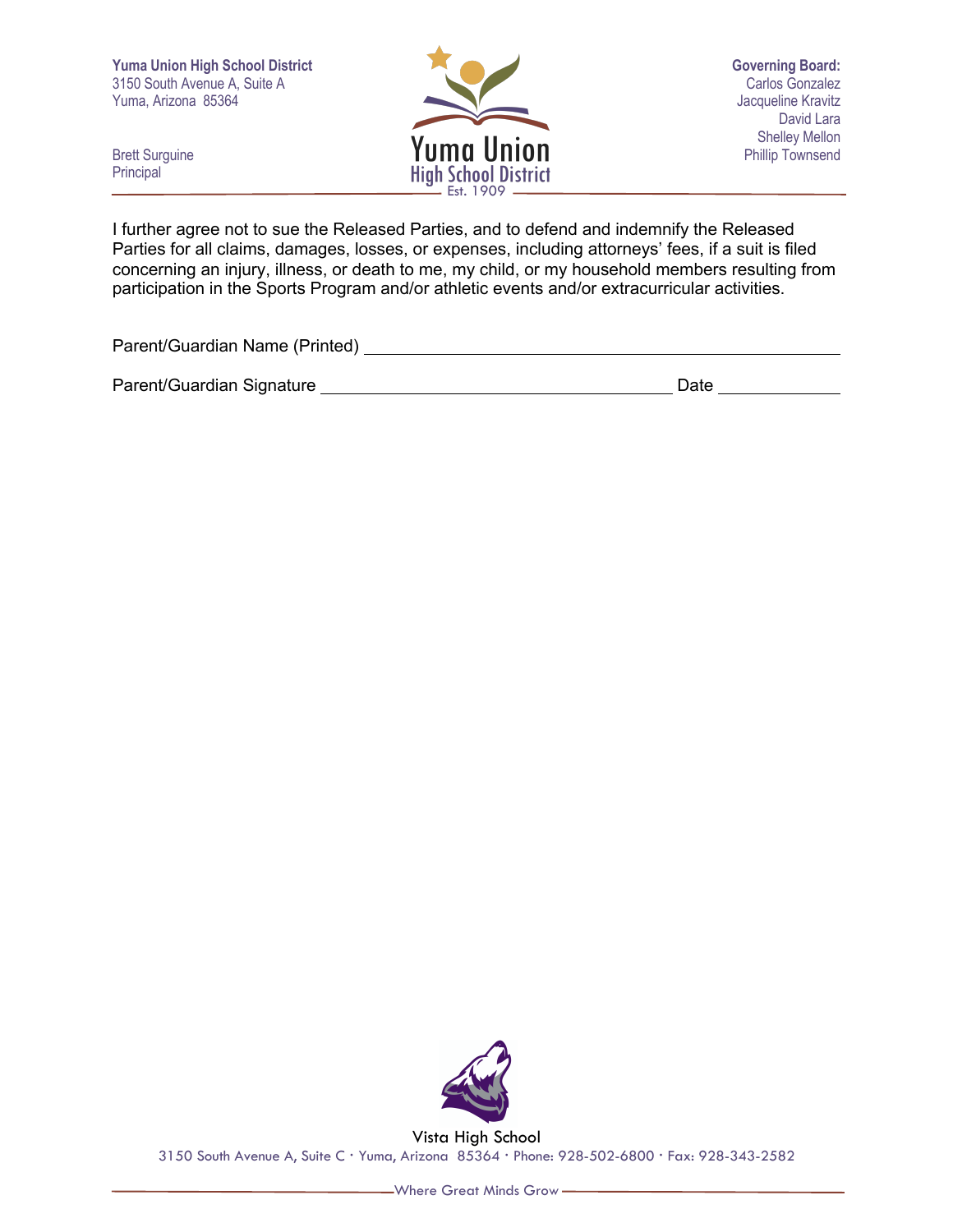I further agree not to sue the Released Parties, and to defend and indemnify the Released Parties for all claims, damages, losses, or expenses, including attorneys' fees, if a suit is filed concerning an injury, illness, or death to me, my child, or my household members resulting from participation in the Sports Program and/or athletic events and/or extracurricular activities.

Parent/Guardian Name (Printed) ______________________________________________

Parent/Guardian Signature ___________________________________ Date ____________